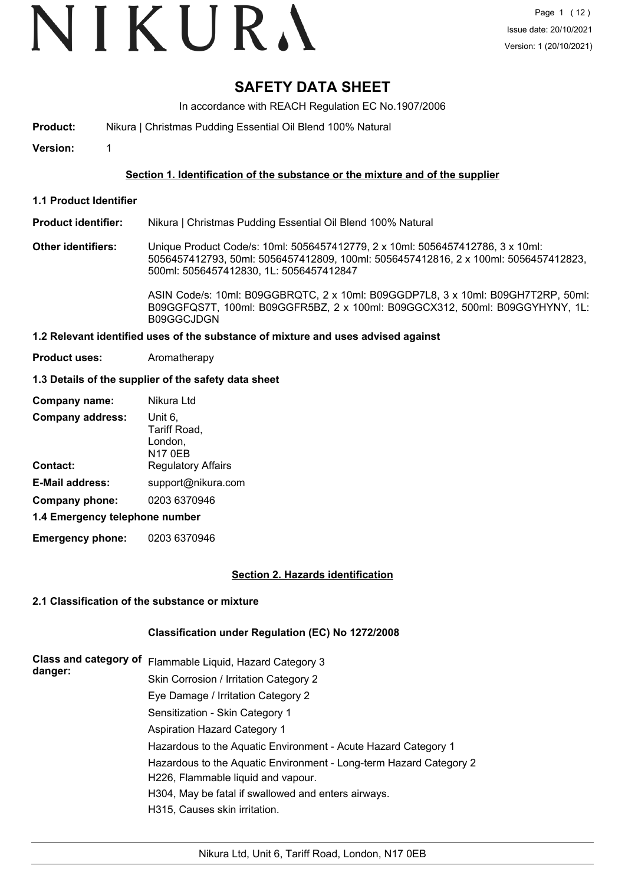# SAFETY DATA SHEET

In accordance with REACH Regulation EC No.1907/2006

**Product:** Nikura | Christmas Pudding Essential Oil Blend 100% Natural

**Version:** 1

## Section 1. Identification of the substance or the mixture and of the supplier

### 1.1 Product Identifier

**Product identifier:** Nikura | Christmas Pudding Essential Oil Blend 100% Natural

**Other identifiers:** Unique Product Code/s: 10ml: 5056457412779, 2 x 10ml: 5056457412786, 3 x 10ml: 5056457412793, 50ml: 5056457412809, 100ml: 5056457412816, 2 x 100ml: 5056457412823, 500ml: 5056457412830, 1L: 5056457412847

ASIN Code/s: 10ml: B09GGBRQTC, 2 x 10ml: B09GGDP7L8, 3 x 10ml: B09GH7T2RP, 50ml: B09GGFQS7T, 100ml: B09GGFR5BZ, 2 x 100ml: B09GGCX312, 500ml: B09GGYHYNY, 1L: B09GGCJDGN

### 1.2 Relevant identified uses of the substance of mixture and uses advised against

**Product uses:** Aromatherapy

### 1.3 Details of the supplier of the safety data sheet

**Company name:** Nikura Ltd

**Company address:** Unit 6, Tariff Road, London, N17 0EB

**Contact:** Regulatory Affairs

**E-Mail address:** support@nikura.com

**Company phone:** 0203 6370946

### 1.4 Emergency telephone number

**Emergency phone:** 0203 6370946

## Section 2. Hazards identification

### 2.1 Classification of the substance or mixture

**Classification under Regulation (EC) No 1272/2008**

**Class and category of danger:**

Flammable Liquid, Hazard Category 3

Skin Corrosion / Irritation Category 2

Eye Damage / Irritation Category 2

Sensitization - Skin Category 1

Aspiration Hazard Category 1

Hazardous to the Aquatic Environment - Acute Hazard Category 1

Hazardous to the Aquatic Environment - Long-term Hazard Category 2

H226, Flammable liquid and vapour.

H304, May be fatal if swallowed and enters airways.

H315, Causes skin irritation.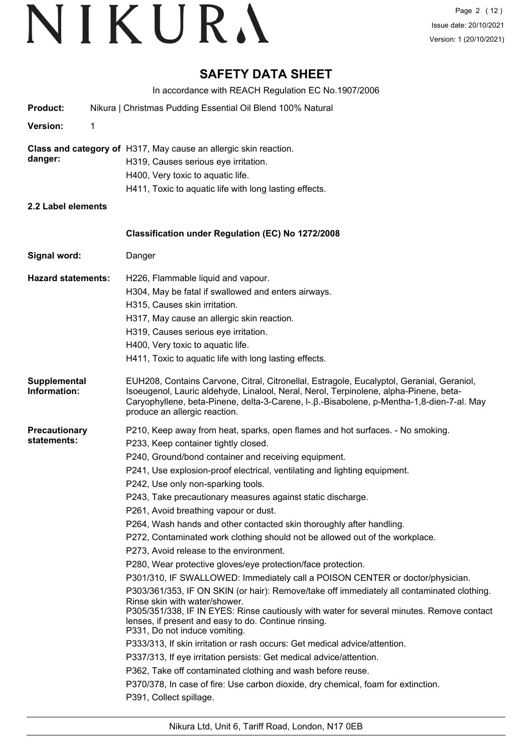# SAFETY DATA SHEET

In accordance with REACH Regulation EC No.1907/2006

**Product:** Nikura | Christmas Pudding Essential Oil Blend 100% Natural

**Version:** 1

**Class and category of danger:**
H317, May cause an allergic skin reaction.
H319, Causes serious eye irritation.
H400, Very toxic to aquatic life.
H411, Toxic to aquatic life with long lasting effects.

**2.2 Label elements**

**Classification under Regulation (EC) No 1272/2008**

**Signal word:** Danger

**Hazard statements:**
H226, Flammable liquid and vapour.
H304, May be fatal if swallowed and enters airways.
H315, Causes skin irritation.
H317, May cause an allergic skin reaction.
H319, Causes serious eye irritation.
H400, Very toxic to aquatic life.
H411, Toxic to aquatic life with long lasting effects.

**Supplemental Information:** EUH208, Contains Carvone, Citral, Citronellal, Estragole, Eucalyptol, Geranial, Geraniol, Isoeugenol, Lauric aldehyde, Linalool, Neral, Nerol, Terpinolene, alpha-Pinene, beta-Caryophyllene, beta-Pinene, delta-3-Carene, l-.β.-Bisabolene, p-Mentha-1,8-dien-7-al. May produce an allergic reaction.

**Precautionary statements:**
P210, Keep away from heat, sparks, open flames and hot surfaces. - No smoking.
P233, Keep container tightly closed.
P240, Ground/bond container and receiving equipment.
P241, Use explosion-proof electrical, ventilating and lighting equipment.
P242, Use only non-sparking tools.
P243, Take precautionary measures against static discharge.
P261, Avoid breathing vapour or dust.
P264, Wash hands and other contacted skin thoroughly after handling.
P272, Contaminated work clothing should not be allowed out of the workplace.
P273, Avoid release to the environment.
P280, Wear protective gloves/eye protection/face protection.
P301/310, IF SWALLOWED: Immediately call a POISON CENTER or doctor/physician.
P303/361/353, IF ON SKIN (or hair): Remove/take off immediately all contaminated clothing. Rinse skin with water/shower.
P305/351/338, IF IN EYES: Rinse cautiously with water for several minutes. Remove contact lenses, if present and easy to do. Continue rinsing.
P331, Do not induce vomiting.
P333/313, If skin irritation or rash occurs: Get medical advice/attention.
P337/313, If eye irritation persists: Get medical advice/attention.
P362, Take off contaminated clothing and wash before reuse.
P370/378, In case of fire: Use carbon dioxide, dry chemical, foam for extinction.
P391, Collect spillage.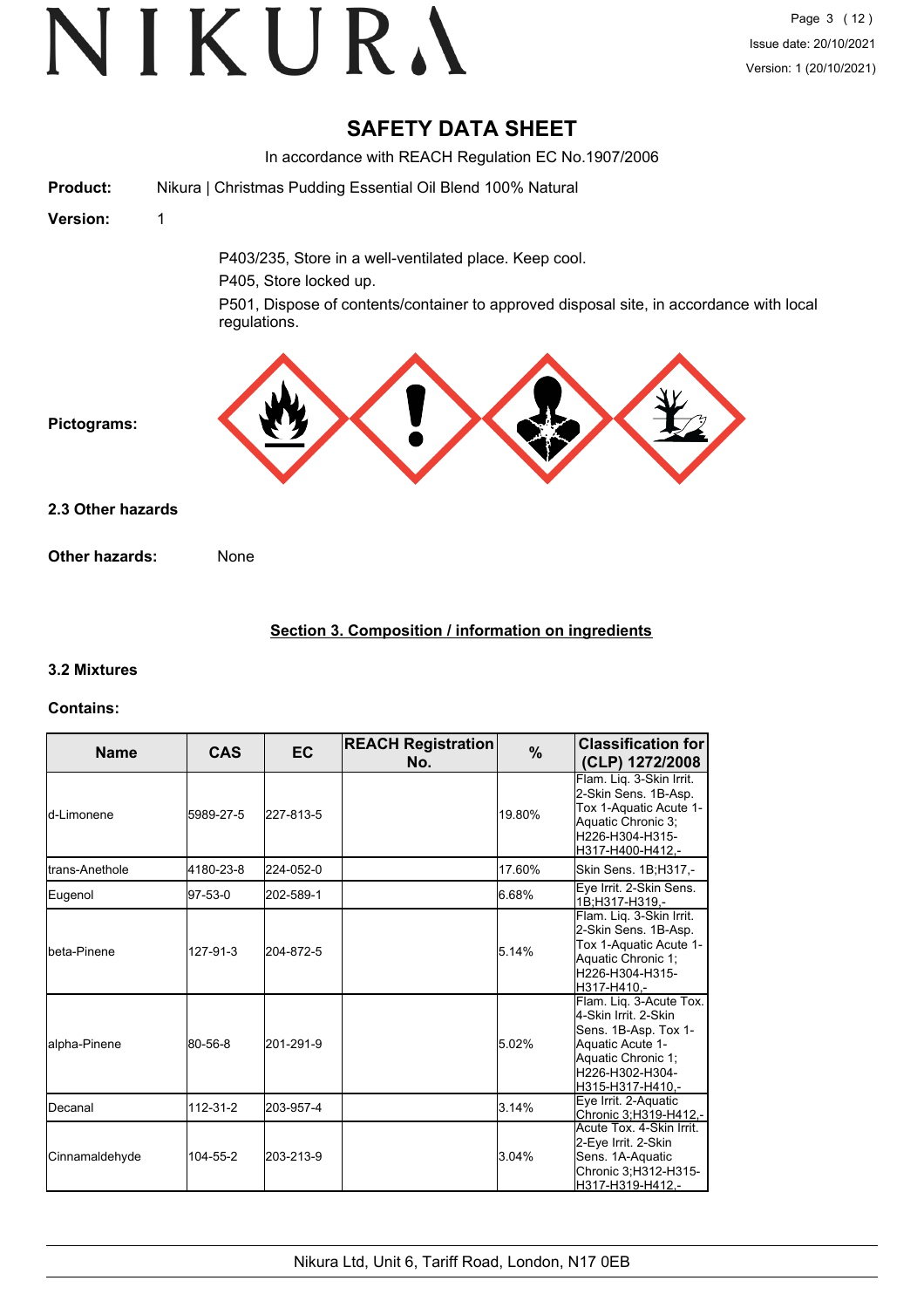# SAFETY DATA SHEET

In accordance with REACH Regulation EC No.1907/2006

**Product:** Nikura | Christmas Pudding Essential Oil Blend 100% Natural

**Version:** 1

P403/235, Store in a well-ventilated place. Keep cool.

P405, Store locked up.

P501, Dispose of contents/container to approved disposal site, in accordance with local regulations.

**Pictograms:**

### 2.3 Other hazards

**Other hazards:** None

## Section 3. Composition / information on ingredients

### 3.2 Mixtures

**Contains:**

| Name | CAS | EC | REACH Registration No. | % | Classification for (CLP) 1272/2008 |
|---|---|---|---|---|---|
| d-Limonene | 5989-27-5 | 227-813-5 | | 19.80% | Flam. Liq. 3-Skin Irrit. 2-Skin Sens. 1B-Asp. Tox 1-Aquatic Acute 1-Aquatic Chronic 3;H226-H304-H315-H317-H400-H412,- |
| trans-Anethole | 4180-23-8 | 224-052-0 | | 17.60% | Skin Sens. 1B;H317,- |
| Eugenol | 97-53-0 | 202-589-1 | | 6.68% | Eye Irrit. 2-Skin Sens. 1B;H317-H319,- |
| beta-Pinene | 127-91-3 | 204-872-5 | | 5.14% | Flam. Liq. 3-Skin Irrit. 2-Skin Sens. 1B-Asp. Tox 1-Aquatic Acute 1-Aquatic Chronic 1;H226-H304-H315-H317-H410,- |
| alpha-Pinene | 80-56-8 | 201-291-9 | | 5.02% | Flam. Liq. 3-Acute Tox. 4-Skin Irrit. 2-Skin Sens. 1B-Asp. Tox 1-Aquatic Acute 1-Aquatic Chronic 1;H226-H302-H304-H315-H317-H410,- |
| Decanal | 112-31-2 | 203-957-4 | | 3.14% | Eye Irrit. 2-Aquatic Chronic 3;H319-H412,- |
| Cinnamaldehyde | 104-55-2 | 203-213-9 | | 3.04% | Acute Tox. 4-Skin Irrit. 2-Eye Irrit. 2-Skin Sens. 1A-Aquatic Chronic 3;H312-H315-H317-H319-H412,- |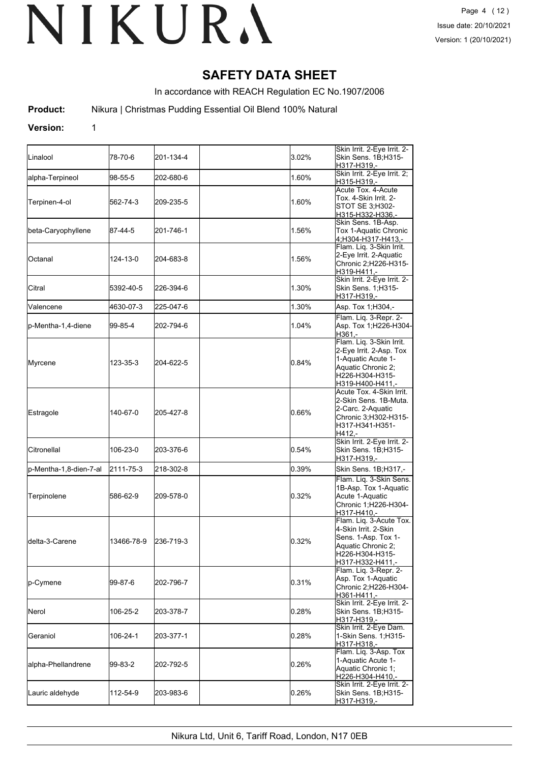# SAFETY DATA SHEET

In accordance with REACH Regulation EC No.1907/2006

**Product:** Nikura | Christmas Pudding Essential Oil Blend 100% Natural

**Version:** 1

| | | | | | |
|---|---|---|---|---|---|
| Linalool | 78-70-6 | 201-134-4 | | 3.02% | Skin Irrit. 2-Eye Irrit. 2-Skin Sens. 1B;H315-H317-H319,- |
| alpha-Terpineol | 98-55-5 | 202-680-6 | | 1.60% | Skin Irrit. 2-Eye Irrit. 2;H315-H319,- |
| Terpinen-4-ol | 562-74-3 | 209-235-5 | | 1.60% | Acute Tox. 4-Acute Tox. 4-Skin Irrit. 2-STOT SE 3;H302-H315-H332-H336,- |
| beta-Caryophyllene | 87-44-5 | 201-746-1 | | 1.56% | Skin Sens. 1B-Asp. Tox 1-Aquatic Chronic 4;H304-H317-H413,- |
| Octanal | 124-13-0 | 204-683-8 | | 1.56% | Flam. Liq. 3-Skin Irrit. 2-Eye Irrit. 2-Aquatic Chronic 2;H226-H315-H319-H411,- |
| Citral | 5392-40-5 | 226-394-6 | | 1.30% | Skin Irrit. 2-Eye Irrit. 2-Skin Sens. 1;H315-H317-H319,- |
| Valencene | 4630-07-3 | 225-047-6 | | 1.30% | Asp. Tox 1;H304,- |
| p-Mentha-1,4-diene | 99-85-4 | 202-794-6 | | 1.04% | Flam. Liq. 3-Repr. 2-Asp. Tox 1;H226-H304-H361,- |
| Myrcene | 123-35-3 | 204-622-5 | | 0.84% | Flam. Liq. 3-Skin Irrit. 2-Eye Irrit. 2-Asp. Tox 1-Aquatic Acute 1-Aquatic Chronic 2;H226-H304-H315-H319-H400-H411,- |
| Estragole | 140-67-0 | 205-427-8 | | 0.66% | Acute Tox. 4-Skin Irrit. 2-Skin Sens. 1B-Muta. 2-Carc. 2-Aquatic Chronic 3;H302-H315-H317-H341-H351-H412,- |
| Citronellal | 106-23-0 | 203-376-6 | | 0.54% | Skin Irrit. 2-Eye Irrit. 2-Skin Sens. 1B;H315-H317-H319,- |
| p-Mentha-1,8-dien-7-al | 2111-75-3 | 218-302-8 | | 0.39% | Skin Sens. 1B;H317,- |
| Terpinolene | 586-62-9 | 209-578-0 | | 0.32% | Flam. Liq. 3-Skin Sens. 1B-Asp. Tox 1-Aquatic Acute 1-Aquatic Chronic 1;H226-H304-H317-H410,- |
| delta-3-Carene | 13466-78-9 | 236-719-3 | | 0.32% | Flam. Liq. 3-Acute Tox. 4-Skin Irrit. 2-Skin Sens. 1-Asp. Tox 1-Aquatic Chronic 2;H226-H304-H315-H317-H332-H411,- |
| p-Cymene | 99-87-6 | 202-796-7 | | 0.31% | Flam. Liq. 3-Repr. 2-Asp. Tox 1-Aquatic Chronic 2;H226-H304-H361-H411,- |
| Nerol | 106-25-2 | 203-378-7 | | 0.28% | Skin Irrit. 2-Eye Irrit. 2-Skin Sens. 1B;H315-H317-H319,- |
| Geraniol | 106-24-1 | 203-377-1 | | 0.28% | Skin Irrit. 2-Eye Dam. 1-Skin Sens. 1;H315-H317-H318,- |
| alpha-Phellandrene | 99-83-2 | 202-792-5 | | 0.26% | Flam. Liq. 3-Asp. Tox 1-Aquatic Acute 1-Aquatic Chronic 1;H226-H304-H410,- |
| Lauric aldehyde | 112-54-9 | 203-983-6 | | 0.26% | Skin Irrit. 2-Eye Irrit. 2-Skin Sens. 1B;H315-H317-H319,- |

Nikura Ltd, Unit 6, Tariff Road, London, N17 0EB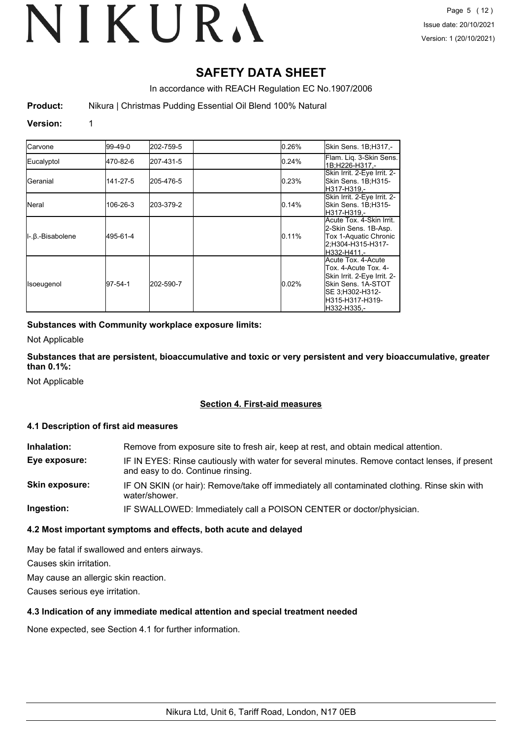# SAFETY DATA SHEET

In accordance with REACH Regulation EC No.1907/2006

**Product:** Nikura | Christmas Pudding Essential Oil Blend 100% Natural

**Version:** 1

| | | | | | |
|---|---|---|---|---|---|
| Carvone | 99-49-0 | 202-759-5 | | 0.26% | Skin Sens. 1B;H317,- |
| Eucalyptol | 470-82-6 | 207-431-5 | | 0.24% | Flam. Liq. 3-Skin Sens. 1B;H226-H317,- |
| Geranial | 141-27-5 | 205-476-5 | | 0.23% | Skin Irrit. 2-Eye Irrit. 2-Skin Sens. 1B;H315-H317-H319,- |
| Neral | 106-26-3 | 203-379-2 | | 0.14% | Skin Irrit. 2-Eye Irrit. 2-Skin Sens. 1B;H315-H317-H319,- |
| l-.β.-Bisabolene | 495-61-4 | | | 0.11% | Acute Tox. 4-Skin Irrit. 2-Skin Sens. 1B-Asp. Tox 1-Aquatic Chronic 2;H304-H315-H317-H332-H411,- |
| Isoeugenol | 97-54-1 | 202-590-7 | | 0.02% | Acute Tox. 4-Acute Tox. 4-Acute Tox. 4-Skin Irrit. 2-Eye Irrit. 2-Skin Sens. 1A-STOT SE 3;H302-H312-H315-H317-H319-H332-H335,- |

**Substances with Community workplace exposure limits:**

Not Applicable

**Substances that are persistent, bioaccumulative and toxic or very persistent and very bioaccumulative, greater than 0.1%:**

Not Applicable

## Section 4. First-aid measures

### 4.1 Description of first aid measures

**Inhalation:** Remove from exposure site to fresh air, keep at rest, and obtain medical attention.

**Eye exposure:** IF IN EYES: Rinse cautiously with water for several minutes. Remove contact lenses, if present and easy to do. Continue rinsing.

**Skin exposure:** IF ON SKIN (or hair): Remove/take off immediately all contaminated clothing. Rinse skin with water/shower.

**Ingestion:** IF SWALLOWED: Immediately call a POISON CENTER or doctor/physician.

### 4.2 Most important symptoms and effects, both acute and delayed

May be fatal if swallowed and enters airways.

Causes skin irritation.

May cause an allergic skin reaction.

Causes serious eye irritation.

### 4.3 Indication of any immediate medical attention and special treatment needed

None expected, see Section 4.1 for further information.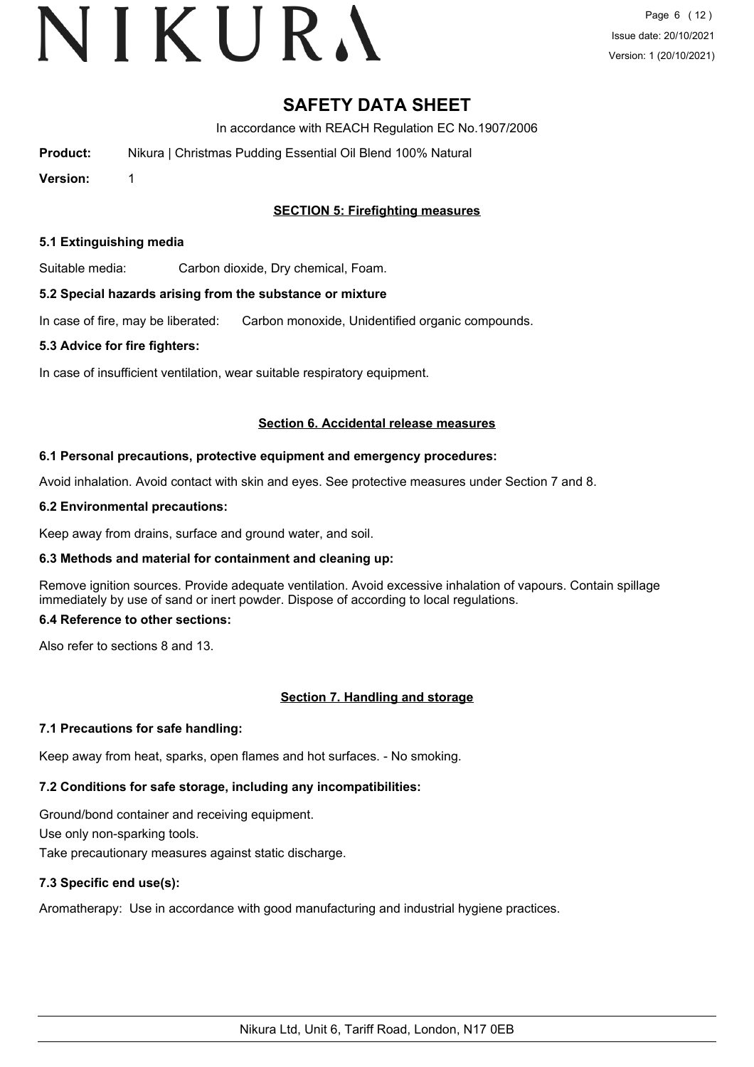# SAFETY DATA SHEET

In accordance with REACH Regulation EC No.1907/2006

**Product:** Nikura | Christmas Pudding Essential Oil Blend 100% Natural

**Version:** 1

## SECTION 5: Firefighting measures

### 5.1 Extinguishing media

Suitable media: Carbon dioxide, Dry chemical, Foam.

### 5.2 Special hazards arising from the substance or mixture

In case of fire, may be liberated: Carbon monoxide, Unidentified organic compounds.

### 5.3 Advice for fire fighters:

In case of insufficient ventilation, wear suitable respiratory equipment.

## Section 6. Accidental release measures

### 6.1 Personal precautions, protective equipment and emergency procedures:

Avoid inhalation. Avoid contact with skin and eyes. See protective measures under Section 7 and 8.

### 6.2 Environmental precautions:

Keep away from drains, surface and ground water, and soil.

### 6.3 Methods and material for containment and cleaning up:

Remove ignition sources. Provide adequate ventilation. Avoid excessive inhalation of vapours. Contain spillage immediately by use of sand or inert powder. Dispose of according to local regulations.

### 6.4 Reference to other sections:

Also refer to sections 8 and 13.

## Section 7. Handling and storage

### 7.1 Precautions for safe handling:

Keep away from heat, sparks, open flames and hot surfaces. - No smoking.

### 7.2 Conditions for safe storage, including any incompatibilities:

Ground/bond container and receiving equipment.

Use only non-sparking tools.

Take precautionary measures against static discharge.

### 7.3 Specific end use(s):

Aromatherapy: Use in accordance with good manufacturing and industrial hygiene practices.

Nikura Ltd, Unit 6, Tariff Road, London, N17 0EB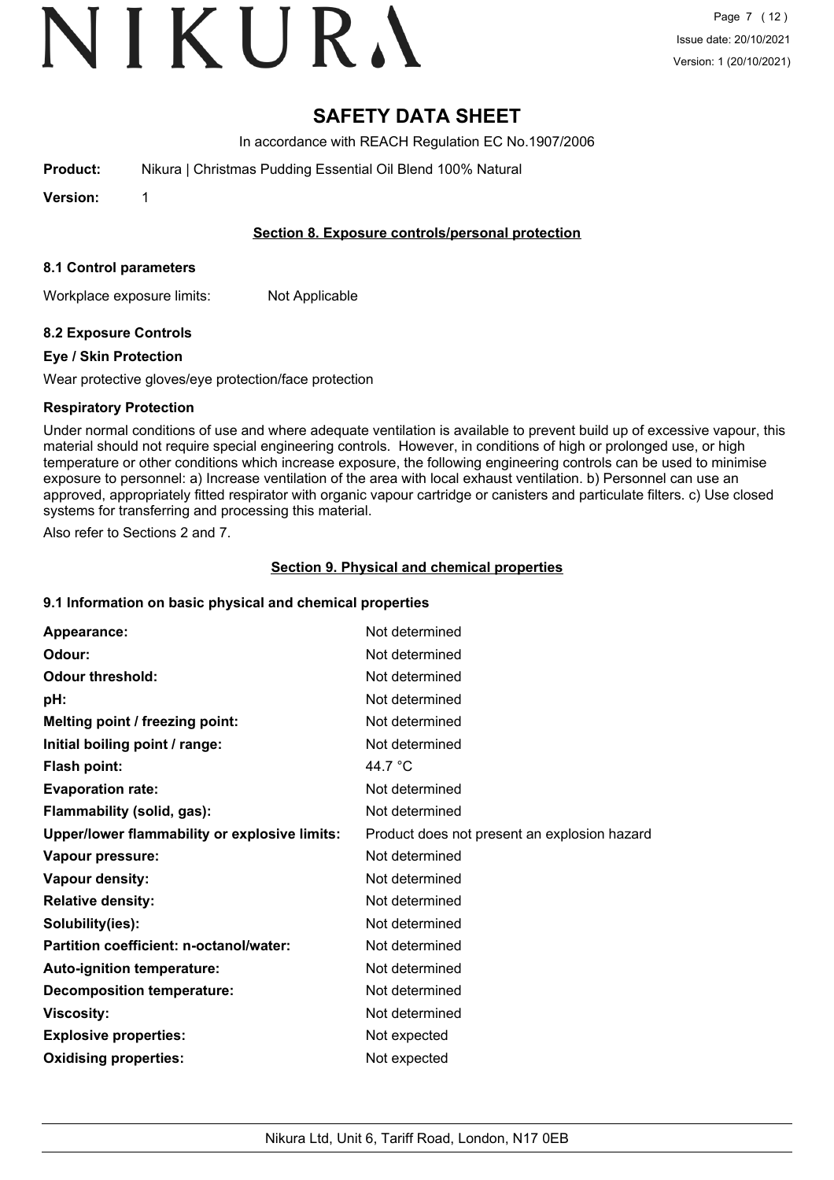# SAFETY DATA SHEET

In accordance with REACH Regulation EC No.1907/2006

**Product:** Nikura | Christmas Pudding Essential Oil Blend 100% Natural

**Version:** 1

## Section 8. Exposure controls/personal protection

### 8.1 Control parameters

Workplace exposure limits: Not Applicable

### 8.2 Exposure Controls

#### Eye / Skin Protection

Wear protective gloves/eye protection/face protection

#### Respiratory Protection

Under normal conditions of use and where adequate ventilation is available to prevent build up of excessive vapour, this material should not require special engineering controls. However, in conditions of high or prolonged use, or high temperature or other conditions which increase exposure, the following engineering controls can be used to minimise exposure to personnel: a) Increase ventilation of the area with local exhaust ventilation. b) Personnel can use an approved, appropriately fitted respirator with organic vapour cartridge or canisters and particulate filters. c) Use closed systems for transferring and processing this material.

Also refer to Sections 2 and 7.

## Section 9. Physical and chemical properties

### 9.1 Information on basic physical and chemical properties

| | |
|---|---|
| **Appearance:** | Not determined |
| **Odour:** | Not determined |
| **Odour threshold:** | Not determined |
| **pH:** | Not determined |
| **Melting point / freezing point:** | Not determined |
| **Initial boiling point / range:** | Not determined |
| **Flash point:** | 44.7 °C |
| **Evaporation rate:** | Not determined |
| **Flammability (solid, gas):** | Not determined |
| **Upper/lower flammability or explosive limits:** | Product does not present an explosion hazard |
| **Vapour pressure:** | Not determined |
| **Vapour density:** | Not determined |
| **Relative density:** | Not determined |
| **Solubility(ies):** | Not determined |
| **Partition coefficient: n-octanol/water:** | Not determined |
| **Auto-ignition temperature:** | Not determined |
| **Decomposition temperature:** | Not determined |
| **Viscosity:** | Not determined |
| **Explosive properties:** | Not expected |
| **Oxidising properties:** | Not expected |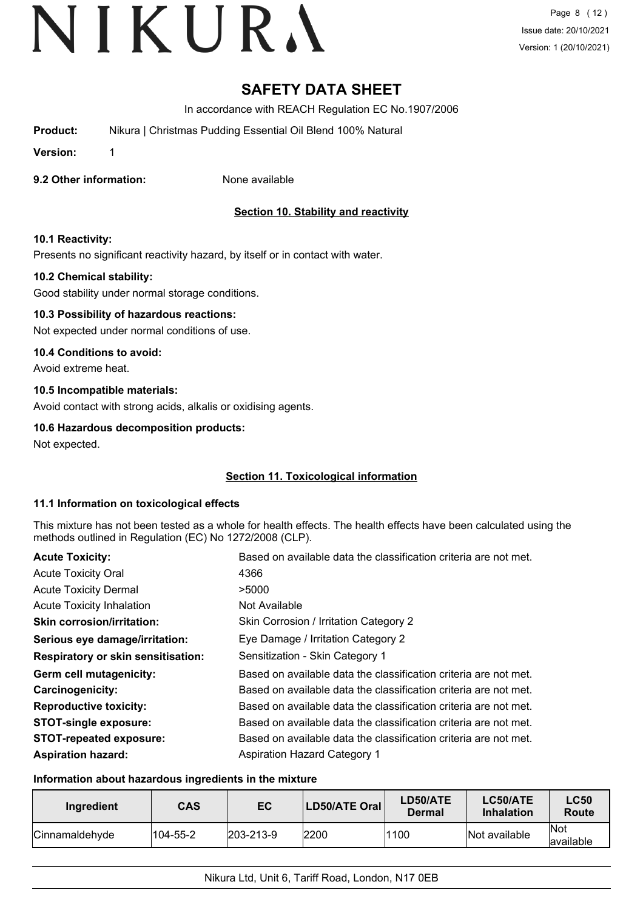# SAFETY DATA SHEET

In accordance with REACH Regulation EC No.1907/2006

**Product:** Nikura | Christmas Pudding Essential Oil Blend 100% Natural

**Version:** 1

**9.2 Other information:** None available

## Section 10. Stability and reactivity

**10.1 Reactivity:**

Presents no significant reactivity hazard, by itself or in contact with water.

**10.2 Chemical stability:**

Good stability under normal storage conditions.

**10.3 Possibility of hazardous reactions:**

Not expected under normal conditions of use.

**10.4 Conditions to avoid:**

Avoid extreme heat.

**10.5 Incompatible materials:**

Avoid contact with strong acids, alkalis or oxidising agents.

**10.6 Hazardous decomposition products:**

Not expected.

## Section 11. Toxicological information

**11.1 Information on toxicological effects**

This mixture has not been tested as a whole for health effects. The health effects have been calculated using the methods outlined in Regulation (EC) No 1272/2008 (CLP).

| | |
|---|---|
| **Acute Toxicity:** | Based on available data the classification criteria are not met. |
| Acute Toxicity Oral | 4366 |
| Acute Toxicity Dermal | >5000 |
| Acute Toxicity Inhalation | Not Available |
| **Skin corrosion/irritation:** | Skin Corrosion / Irritation Category 2 |
| **Serious eye damage/irritation:** | Eye Damage / Irritation Category 2 |
| **Respiratory or skin sensitisation:** | Sensitization - Skin Category 1 |
| **Germ cell mutagenicity:** | Based on available data the classification criteria are not met. |
| **Carcinogenicity:** | Based on available data the classification criteria are not met. |
| **Reproductive toxicity:** | Based on available data the classification criteria are not met. |
| **STOT-single exposure:** | Based on available data the classification criteria are not met. |
| **STOT-repeated exposure:** | Based on available data the classification criteria are not met. |
| **Aspiration hazard:** | Aspiration Hazard Category 1 |

**Information about hazardous ingredients in the mixture**

| Ingredient | CAS | EC | LD50/ATE Oral | LD50/ATE Dermal | LC50/ATE Inhalation | LC50 Route |
|---|---|---|---|---|---|---|
| Cinnamaldehyde | 104-55-2 | 203-213-9 | 2200 | 1100 | Not available | Not available |

Nikura Ltd, Unit 6, Tariff Road, London, N17 0EB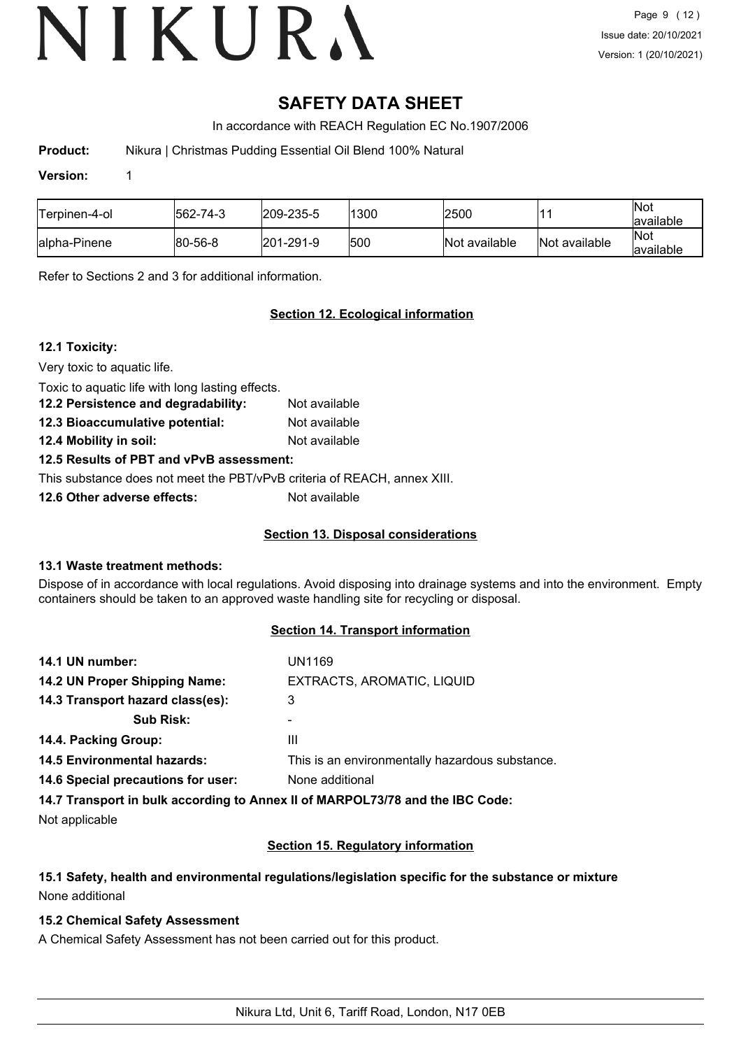# SAFETY DATA SHEET

In accordance with REACH Regulation EC No.1907/2006

**Product:** Nikura | Christmas Pudding Essential Oil Blend 100% Natural

**Version:** 1

| | | | | | | |
|---|---|---|---|---|---|---|
| Terpinen-4-ol | 562-74-3 | 209-235-5 | 1300 | 2500 | 11 | Not available |
| alpha-Pinene | 80-56-8 | 201-291-9 | 500 | Not available | Not available | Not available |

Refer to Sections 2 and 3 for additional information.

## Section 12. Ecological information

**12.1 Toxicity:**

Very toxic to aquatic life.

Toxic to aquatic life with long lasting effects.

**12.2 Persistence and degradability:** Not available

**12.3 Bioaccumulative potential:** Not available

**12.4 Mobility in soil:** Not available

**12.5 Results of PBT and vPvB assessment:**

This substance does not meet the PBT/vPvB criteria of REACH, annex XIII.

**12.6 Other adverse effects:** Not available

## Section 13. Disposal considerations

**13.1 Waste treatment methods:**

Dispose of in accordance with local regulations. Avoid disposing into drainage systems and into the environment. Empty containers should be taken to an approved waste handling site for recycling or disposal.

## Section 14. Transport information

**14.1 UN number:** UN1169

**14.2 UN Proper Shipping Name:** EXTRACTS, AROMATIC, LIQUID

**14.3 Transport hazard class(es):** 3

**Sub Risk:** -

**14.4. Packing Group:** III

**14.5 Environmental hazards:** This is an environmentally hazardous substance.

**14.6 Special precautions for user:** None additional

**14.7 Transport in bulk according to Annex II of MARPOL73/78 and the IBC Code:**

Not applicable

## Section 15. Regulatory information

**15.1 Safety, health and environmental regulations/legislation specific for the substance or mixture**

None additional

**15.2 Chemical Safety Assessment**

A Chemical Safety Assessment has not been carried out for this product.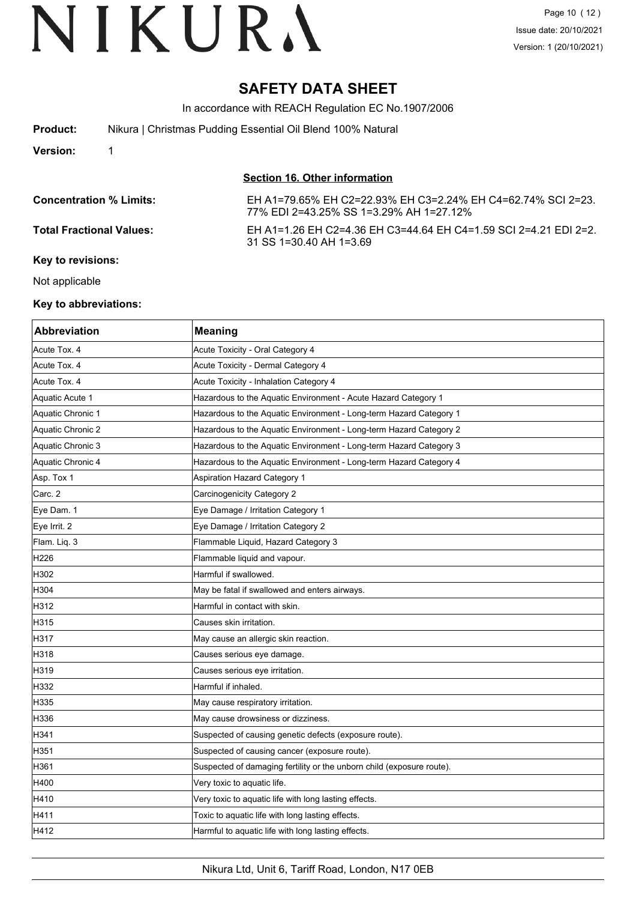# SAFETY DATA SHEET

In accordance with REACH Regulation EC No.1907/2006

**Product:** Nikura | Christmas Pudding Essential Oil Blend 100% Natural

**Version:** 1

## Section 16. Other information

**Concentration % Limits:** EH A1=79.65% EH C2=22.93% EH C3=2.24% EH C4=62.74% SCI 2=23.77% EDI 2=43.25% SS 1=3.29% AH 1=27.12%

**Total Fractional Values:** EH A1=1.26 EH C2=4.36 EH C3=44.64 EH C4=1.59 SCI 2=4.21 EDI 2=2.31 SS 1=30.40 AH 1=3.69

**Key to revisions:**

Not applicable

**Key to abbreviations:**

| Abbreviation | Meaning |
|---|---|
| Acute Tox. 4 | Acute Toxicity - Oral Category 4 |
| Acute Tox. 4 | Acute Toxicity - Dermal Category 4 |
| Acute Tox. 4 | Acute Toxicity - Inhalation Category 4 |
| Aquatic Acute 1 | Hazardous to the Aquatic Environment - Acute Hazard Category 1 |
| Aquatic Chronic 1 | Hazardous to the Aquatic Environment - Long-term Hazard Category 1 |
| Aquatic Chronic 2 | Hazardous to the Aquatic Environment - Long-term Hazard Category 2 |
| Aquatic Chronic 3 | Hazardous to the Aquatic Environment - Long-term Hazard Category 3 |
| Aquatic Chronic 4 | Hazardous to the Aquatic Environment - Long-term Hazard Category 4 |
| Asp. Tox 1 | Aspiration Hazard Category 1 |
| Carc. 2 | Carcinogenicity Category 2 |
| Eye Dam. 1 | Eye Damage / Irritation Category 1 |
| Eye Irrit. 2 | Eye Damage / Irritation Category 2 |
| Flam. Liq. 3 | Flammable Liquid, Hazard Category 3 |
| H226 | Flammable liquid and vapour. |
| H302 | Harmful if swallowed. |
| H304 | May be fatal if swallowed and enters airways. |
| H312 | Harmful in contact with skin. |
| H315 | Causes skin irritation. |
| H317 | May cause an allergic skin reaction. |
| H318 | Causes serious eye damage. |
| H319 | Causes serious eye irritation. |
| H332 | Harmful if inhaled. |
| H335 | May cause respiratory irritation. |
| H336 | May cause drowsiness or dizziness. |
| H341 | Suspected of causing genetic defects (exposure route). |
| H351 | Suspected of causing cancer (exposure route). |
| H361 | Suspected of damaging fertility or the unborn child (exposure route). |
| H400 | Very toxic to aquatic life. |
| H410 | Very toxic to aquatic life with long lasting effects. |
| H411 | Toxic to aquatic life with long lasting effects. |
| H412 | Harmful to aquatic life with long lasting effects. |

Nikura Ltd, Unit 6, Tariff Road, London, N17 0EB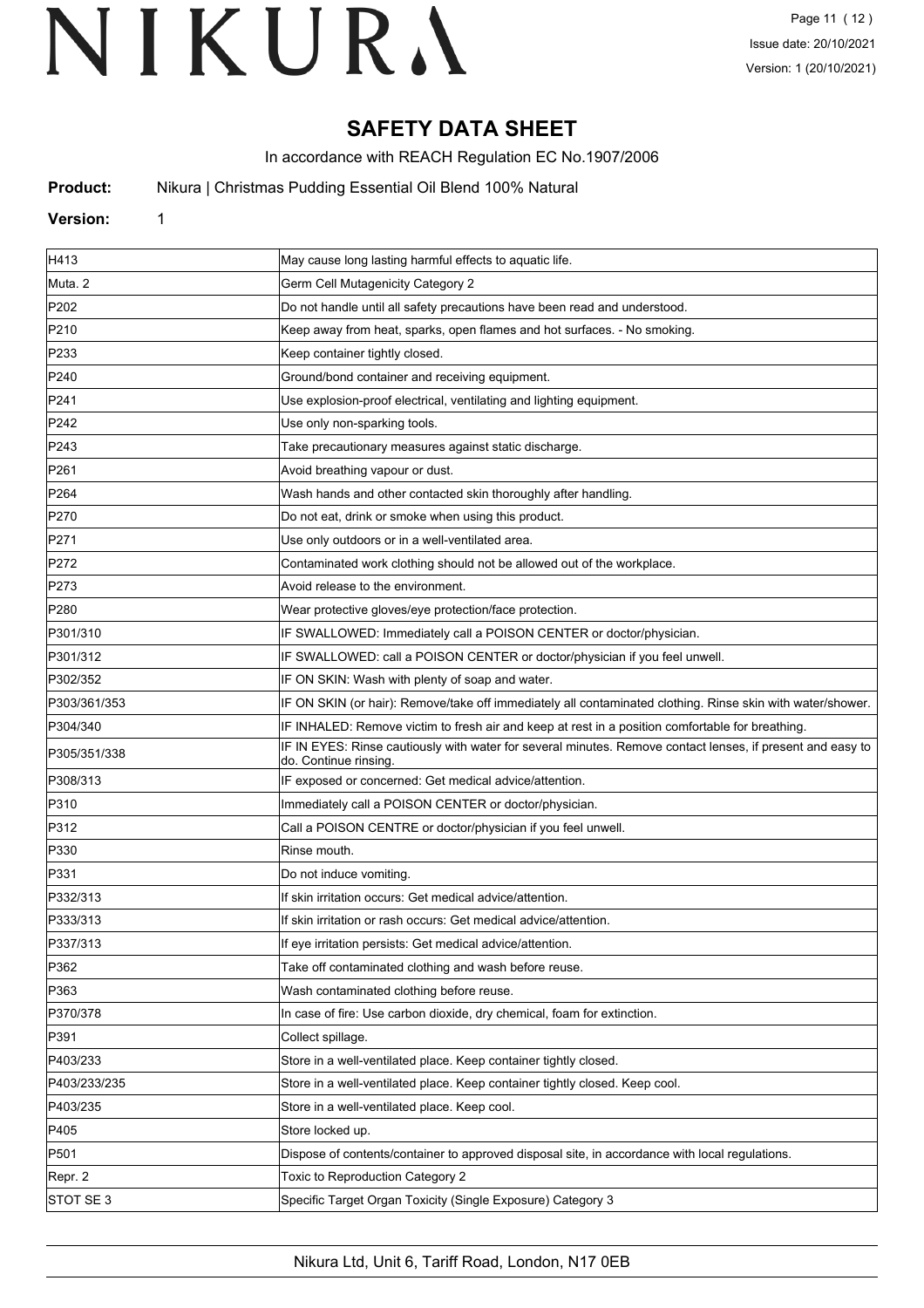# SAFETY DATA SHEET

In accordance with REACH Regulation EC No.1907/2006

**Product:** Nikura | Christmas Pudding Essential Oil Blend 100% Natural

**Version:** 1

| | |
|---|---|
| H413 | May cause long lasting harmful effects to aquatic life. |
| Muta. 2 | Germ Cell Mutagenicity Category 2 |
| P202 | Do not handle until all safety precautions have been read and understood. |
| P210 | Keep away from heat, sparks, open flames and hot surfaces. - No smoking. |
| P233 | Keep container tightly closed. |
| P240 | Ground/bond container and receiving equipment. |
| P241 | Use explosion-proof electrical, ventilating and lighting equipment. |
| P242 | Use only non-sparking tools. |
| P243 | Take precautionary measures against static discharge. |
| P261 | Avoid breathing vapour or dust. |
| P264 | Wash hands and other contacted skin thoroughly after handling. |
| P270 | Do not eat, drink or smoke when using this product. |
| P271 | Use only outdoors or in a well-ventilated area. |
| P272 | Contaminated work clothing should not be allowed out of the workplace. |
| P273 | Avoid release to the environment. |
| P280 | Wear protective gloves/eye protection/face protection. |
| P301/310 | IF SWALLOWED: Immediately call a POISON CENTER or doctor/physician. |
| P301/312 | IF SWALLOWED: call a POISON CENTER or doctor/physician if you feel unwell. |
| P302/352 | IF ON SKIN: Wash with plenty of soap and water. |
| P303/361/353 | IF ON SKIN (or hair): Remove/take off immediately all contaminated clothing. Rinse skin with water/shower. |
| P304/340 | IF INHALED: Remove victim to fresh air and keep at rest in a position comfortable for breathing. |
| P305/351/338 | IF IN EYES: Rinse cautiously with water for several minutes. Remove contact lenses, if present and easy to do. Continue rinsing. |
| P308/313 | IF exposed or concerned: Get medical advice/attention. |
| P310 | Immediately call a POISON CENTER or doctor/physician. |
| P312 | Call a POISON CENTRE or doctor/physician if you feel unwell. |
| P330 | Rinse mouth. |
| P331 | Do not induce vomiting. |
| P332/313 | If skin irritation occurs: Get medical advice/attention. |
| P333/313 | If skin irritation or rash occurs: Get medical advice/attention. |
| P337/313 | If eye irritation persists: Get medical advice/attention. |
| P362 | Take off contaminated clothing and wash before reuse. |
| P363 | Wash contaminated clothing before reuse. |
| P370/378 | In case of fire: Use carbon dioxide, dry chemical, foam for extinction. |
| P391 | Collect spillage. |
| P403/233 | Store in a well-ventilated place. Keep container tightly closed. |
| P403/233/235 | Store in a well-ventilated place. Keep container tightly closed. Keep cool. |
| P403/235 | Store in a well-ventilated place. Keep cool. |
| P405 | Store locked up. |
| P501 | Dispose of contents/container to approved disposal site, in accordance with local regulations. |
| Repr. 2 | Toxic to Reproduction Category 2 |
| STOT SE 3 | Specific Target Organ Toxicity (Single Exposure) Category 3 |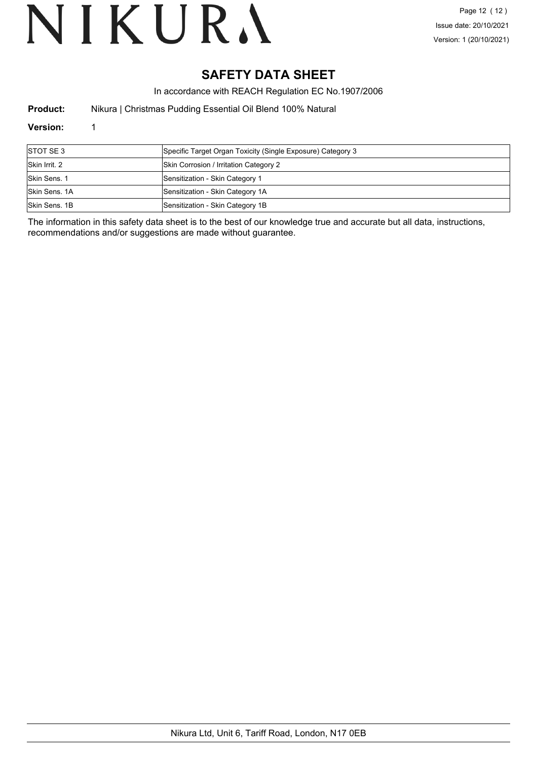# SAFETY DATA SHEET

In accordance with REACH Regulation EC No.1907/2006

**Product:** Nikura | Christmas Pudding Essential Oil Blend 100% Natural

**Version:** 1

| | |
|---|---|
| STOT SE 3 | Specific Target Organ Toxicity (Single Exposure) Category 3 |
| Skin Irrit. 2 | Skin Corrosion / Irritation Category 2 |
| Skin Sens. 1 | Sensitization - Skin Category 1 |
| Skin Sens. 1A | Sensitization - Skin Category 1A |
| Skin Sens. 1B | Sensitization - Skin Category 1B |

The information in this safety data sheet is to the best of our knowledge true and accurate but all data, instructions, recommendations and/or suggestions are made without guarantee.